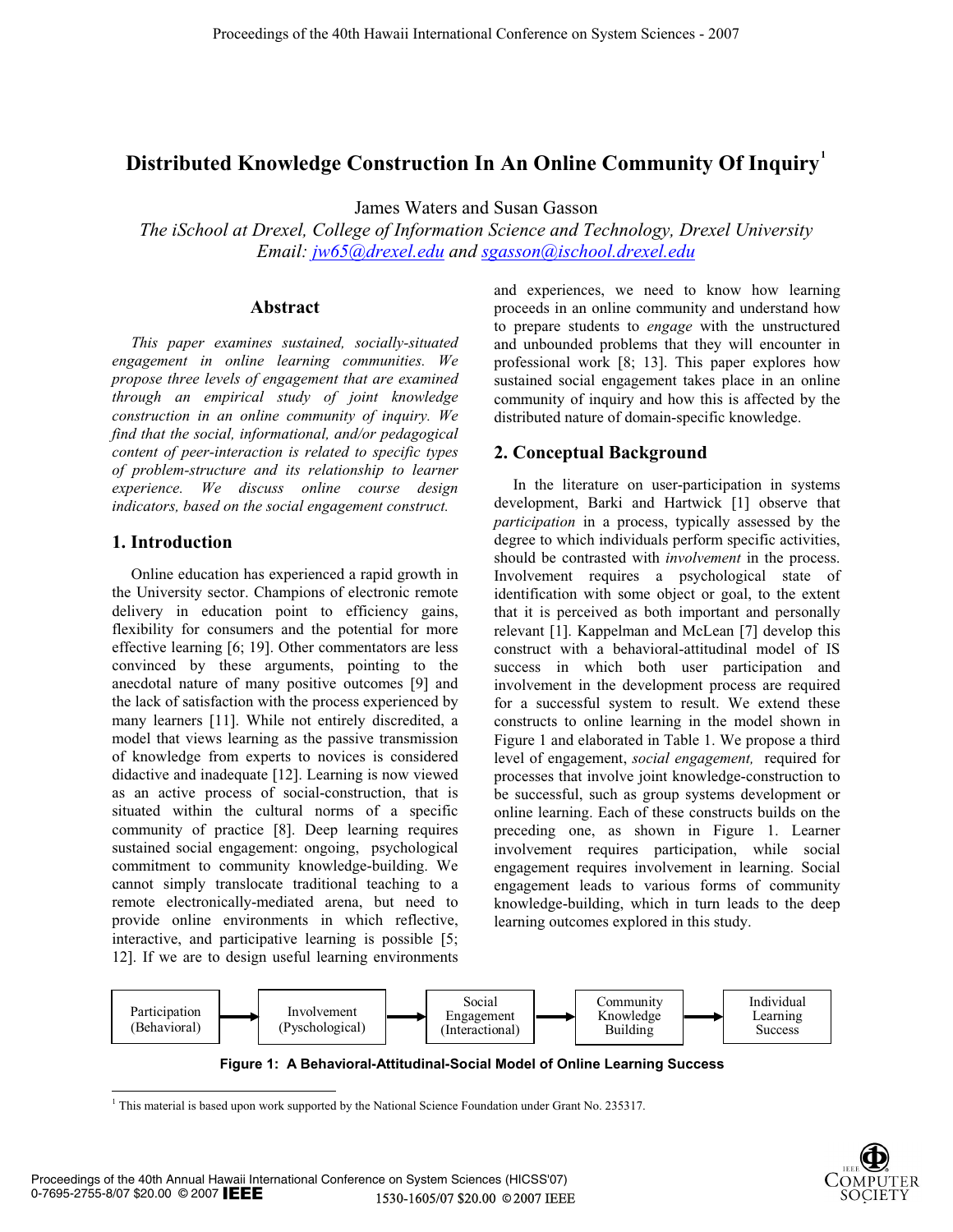# Distributed Knowledge Construction In An Online Community Of Inquiry[1]

James Waters and Susan Gasson

*The iSchool at Drexel, College of Information Science and Technology, Drexel University*
*Email: jw65@drexel.edu and sgasson@ischool.drexel.edu*

## Abstract

*This paper examines sustained, socially-situated engagement in online learning communities. We propose three levels of engagement that are examined through an empirical study of joint knowledge construction in an online community of inquiry. We find that the social, informational, and/or pedagogical content of peer-interaction is related to specific types of problem-structure and its relationship to learner experience. We discuss online course design indicators, based on the social engagement construct.*

## 1. Introduction

Online education has experienced a rapid growth in the University sector. Champions of electronic remote delivery in education point to efficiency gains, flexibility for consumers and the potential for more effective learning [6; 19]. Other commentators are less convinced by these arguments, pointing to the anecdotal nature of many positive outcomes [9] and the lack of satisfaction with the process experienced by many learners [11]. While not entirely discredited, a model that views learning as the passive transmission of knowledge from experts to novices is considered didactive and inadequate [12]. Learning is now viewed as an active process of social-construction, that is situated within the cultural norms of a specific community of practice [8]. Deep learning requires sustained social engagement: ongoing, psychological commitment to community knowledge-building. We cannot simply translocate traditional teaching to a remote electronically-mediated arena, but need to provide online environments in which reflective, interactive, and participative learning is possible [5; 12]. If we are to design useful learning environments and experiences, we need to know how learning proceeds in an online community and understand how to prepare students to *engage* with the unstructured and unbounded problems that they will encounter in professional work [8; 13]. This paper explores how sustained social engagement takes place in an online community of inquiry and how this is affected by the distributed nature of domain-specific knowledge.

## 2. Conceptual Background

In the literature on user-participation in systems development, Barki and Hartwick [1] observe that *participation* in a process, typically assessed by the degree to which individuals perform specific activities, should be contrasted with *involvement* in the process. Involvement requires a psychological state of identification with some object or goal, to the extent that it is perceived as both important and personally relevant [1]. Kappelman and McLean [7] develop this construct with a behavioral-attitudinal model of IS success in which both user participation and involvement in the development process are required for a successful system to result. We extend these constructs to online learning in the model shown in Figure 1 and elaborated in Table 1. We propose a third level of engagement, *social engagement,* required for processes that involve joint knowledge-construction to be successful, such as group systems development or online learning. Each of these constructs builds on the preceding one, as shown in Figure 1. Learner involvement requires participation, while social engagement requires involvement in learning. Social engagement leads to various forms of community knowledge-building, which in turn leads to the deep learning outcomes explored in this study.

Participation (Behavioral) → Involvement (Pyschological) → Social Engagement (Interactional) → Community Knowledge Building → Individual Learning Success

**Figure 1: A Behavioral-Attitudinal-Social Model of Online Learning Success**

[1] This material is based upon work supported by the National Science Foundation under Grant No. 235317.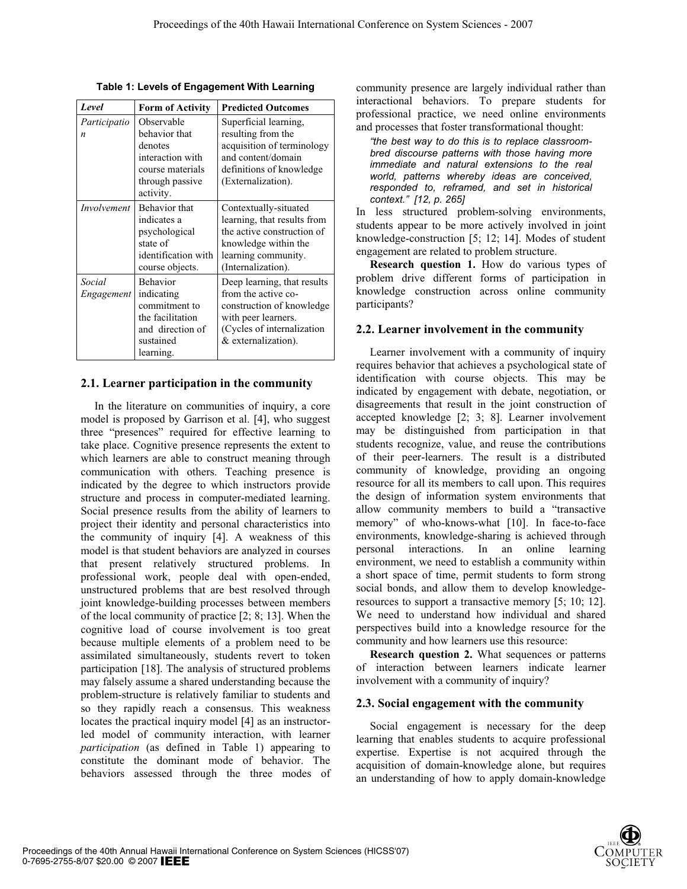**Table 1: Levels of Engagement With Learning**

| *Level* | **Form of Activity** | **Predicted Outcomes** |
|---|---|---|
| *Participation* | Observable behavior that denotes interaction with course materials through passive activity. | Superficial learning, resulting from the acquisition of terminology and content/domain definitions of knowledge (Externalization). |
| *Involvement* | Behavior that indicates a psychological state of identification with course objects. | Contextually-situated learning, that results from the active construction of knowledge within the learning community. (Internalization). |
| *Social Engagement* | Behavior indicating commitment to the facilitation and direction of sustained learning. | Deep learning, that results from the active co-construction of knowledge with peer learners. (Cycles of internalization & externalization). |

## 2.1. Learner participation in the community

In the literature on communities of inquiry, a core model is proposed by Garrison et al. [4], who suggest three "presences" required for effective learning to take place. Cognitive presence represents the extent to which learners are able to construct meaning through communication with others. Teaching presence is indicated by the degree to which instructors provide structure and process in computer-mediated learning. Social presence results from the ability of learners to project their identity and personal characteristics into the community of inquiry [4]. A weakness of this model is that student behaviors are analyzed in courses that present relatively structured problems. In professional work, people deal with open-ended, unstructured problems that are best resolved through joint knowledge-building processes between members of the local community of practice [2; 8; 13]. When the cognitive load of course involvement is too great because multiple elements of a problem need to be assimilated simultaneously, students revert to token participation [18]. The analysis of structured problems may falsely assume a shared understanding because the problem-structure is relatively familiar to students and so they rapidly reach a consensus. This weakness locates the practical inquiry model [4] as an instructor-led model of community interaction, with learner *participation* (as defined in Table 1) appearing to constitute the dominant mode of behavior. The behaviors assessed through the three modes of community presence are largely individual rather than interactional behaviors. To prepare students for professional practice, we need online environments and processes that foster transformational thought:

> *"the best way to do this is to replace classroom-bred discourse patterns with those having more immediate and natural extensions to the real world, patterns whereby ideas are conceived, responded to, reframed, and set in historical context." [12, p. 265]*

In less structured problem-solving environments, students appear to be more actively involved in joint knowledge-construction [5; 12; 14]. Modes of student engagement are related to problem structure.

**Research question 1.** How do various types of problem drive different forms of participation in knowledge construction across online community participants?

## 2.2. Learner involvement in the community

Learner involvement with a community of inquiry requires behavior that achieves a psychological state of identification with course objects. This may be indicated by engagement with debate, negotiation, or disagreements that result in the joint construction of accepted knowledge [2; 3; 8]. Learner involvement may be distinguished from participation in that students recognize, value, and reuse the contributions of their peer-learners. The result is a distributed community of knowledge, providing an ongoing resource for all its members to call upon. This requires the design of information system environments that allow community members to build a "transactive memory" of who-knows-what [10]. In face-to-face environments, knowledge-sharing is achieved through personal interactions. In an online learning environment, we need to establish a community within a short space of time, permit students to form strong social bonds, and allow them to develop knowledge-resources to support a transactive memory [5; 10; 12]. We need to understand how individual and shared perspectives build into a knowledge resource for the community and how learners use this resource:

**Research question 2.** What sequences or patterns of interaction between learners indicate learner involvement with a community of inquiry?

## 2.3. Social engagement with the community

Social engagement is necessary for the deep learning that enables students to acquire professional expertise. Expertise is not acquired through the acquisition of domain-knowledge alone, but requires an understanding of how to apply domain-knowledge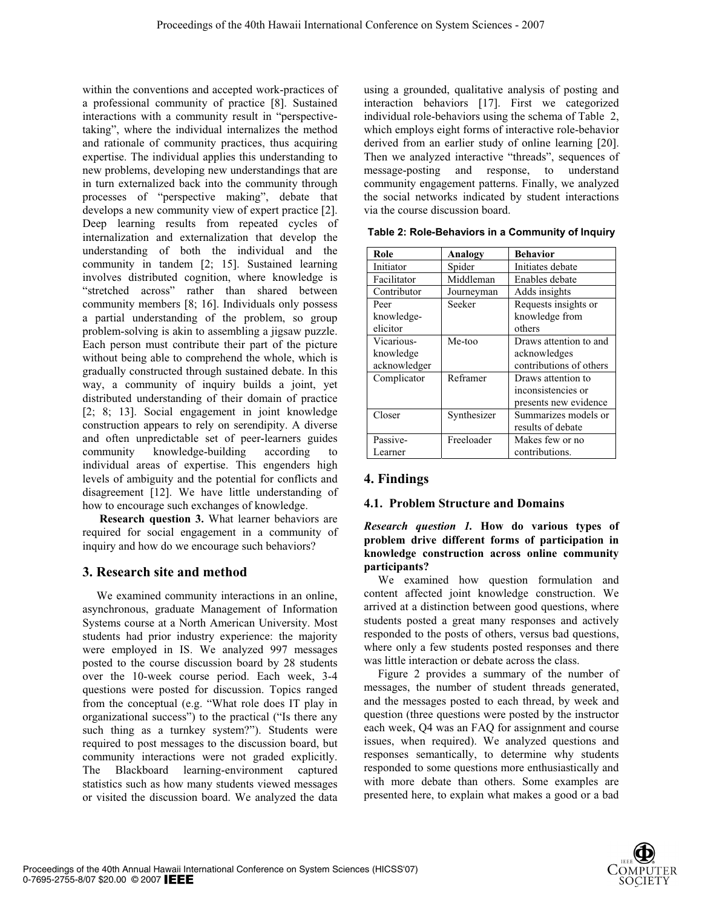within the conventions and accepted work-practices of a professional community of practice [8]. Sustained interactions with a community result in "perspective-taking", where the individual internalizes the method and rationale of community practices, thus acquiring expertise. The individual applies this understanding to new problems, developing new understandings that are in turn externalized back into the community through processes of "perspective making", debate that develops a new community view of expert practice [2]. Deep learning results from repeated cycles of internalization and externalization that develop the understanding of both the individual and the community in tandem [2; 15]. Sustained learning involves distributed cognition, where knowledge is "stretched across" rather than shared between community members [8; 16]. Individuals only possess a partial understanding of the problem, so group problem-solving is akin to assembling a jigsaw puzzle. Each person must contribute their part of the picture without being able to comprehend the whole, which is gradually constructed through sustained debate. In this way, a community of inquiry builds a joint, yet distributed understanding of their domain of practice [2; 8; 13]. Social engagement in joint knowledge construction appears to rely on serendipity. A diverse and often unpredictable set of peer-learners guides community knowledge-building according to individual areas of expertise. This engenders high levels of ambiguity and the potential for conflicts and disagreement [12]. We have little understanding of how to encourage such exchanges of knowledge.

**Research question 3.** What learner behaviors are required for social engagement in a community of inquiry and how do we encourage such behaviors?

## 3. Research site and method

We examined community interactions in an online, asynchronous, graduate Management of Information Systems course at a North American University. Most students had prior industry experience: the majority were employed in IS. We analyzed 997 messages posted to the course discussion board by 28 students over the 10-week course period. Each week, 3-4 questions were posted for discussion. Topics ranged from the conceptual (e.g. "What role does IT play in organizational success") to the practical ("Is there any such thing as a turnkey system?"). Students were required to post messages to the discussion board, but community interactions were not graded explicitly. The Blackboard learning-environment captured statistics such as how many students viewed messages or visited the discussion board. We analyzed the data using a grounded, qualitative analysis of posting and interaction behaviors [17]. First we categorized individual role-behaviors using the schema of Table 2, which employs eight forms of interactive role-behavior derived from an earlier study of online learning [20]. Then we analyzed interactive "threads", sequences of message-posting and response, to understand community engagement patterns. Finally, we analyzed the social networks indicated by student interactions via the course discussion board.

**Table 2: Role-Behaviors in a Community of Inquiry**

| Role | Analogy | Behavior |
|---|---|---|
| Initiator | Spider | Initiates debate |
| Facilitator | Middleman | Enables debate |
| Contributor | Journeyman | Adds insights |
| Peer knowledge-elicitor | Seeker | Requests insights or knowledge from others |
| Vicarious-knowledge acknowledger | Me-too | Draws attention to and acknowledges contributions of others |
| Complicator | Reframer | Draws attention to inconsistencies or presents new evidence |
| Closer | Synthesizer | Summarizes models or results of debate |
| Passive-Learner | Freeloader | Makes few or no contributions. |

## 4. Findings

### 4.1. Problem Structure and Domains

***Research question 1.* How do various types of problem drive different forms of participation in knowledge construction across online community participants?**

We examined how question formulation and content affected joint knowledge construction. We arrived at a distinction between good questions, where students posted a great many responses and actively responded to the posts of others, versus bad questions, where only a few students posted responses and there was little interaction or debate across the class.

Figure 2 provides a summary of the number of messages, the number of student threads generated, and the messages posted to each thread, by week and question (three questions were posted by the instructor each week, Q4 was an FAQ for assignment and course issues, when required). We analyzed questions and responses semantically, to determine why students responded to some questions more enthusiastically and with more debate than others. Some examples are presented here, to explain what makes a good or a bad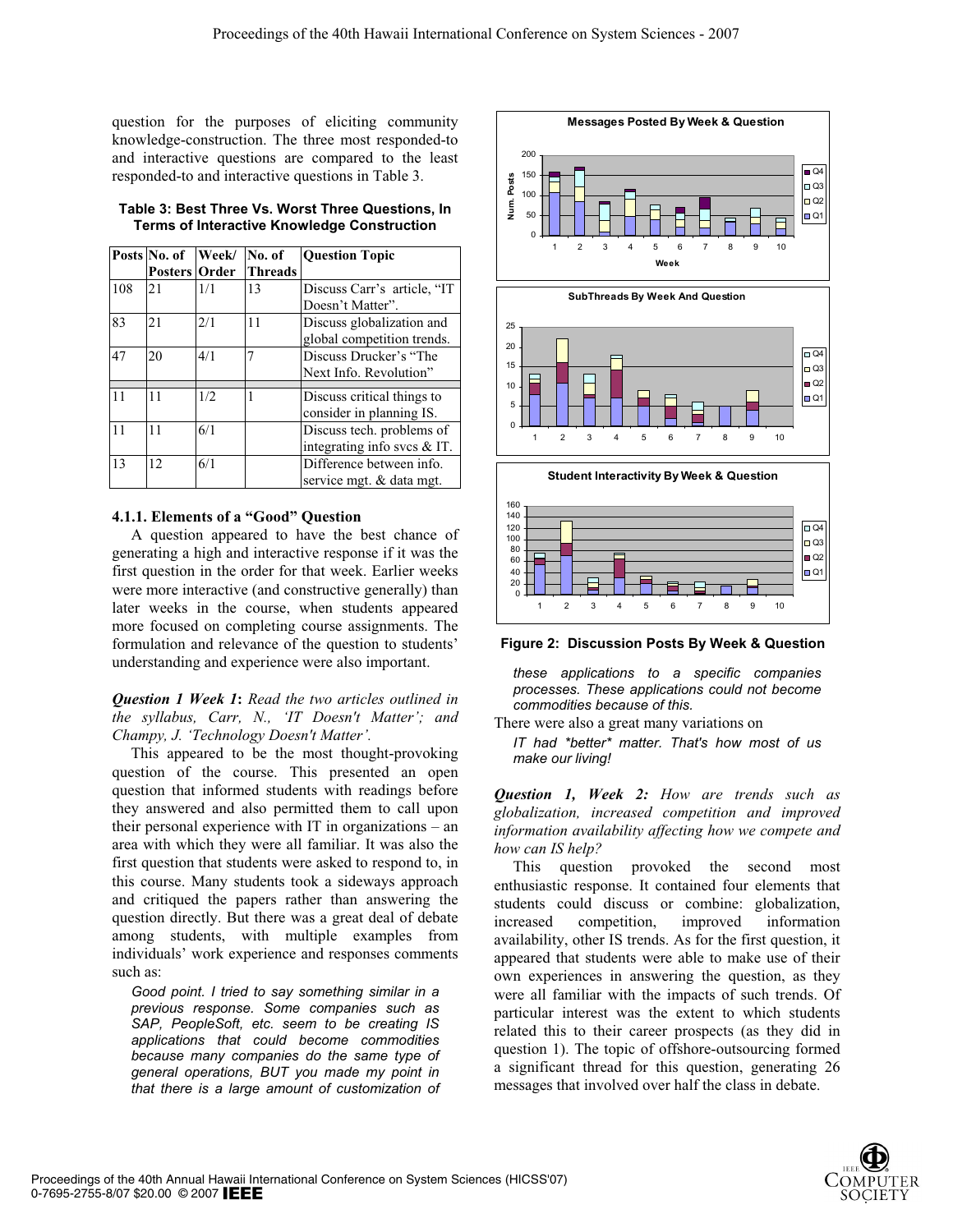question for the purposes of eliciting community knowledge-construction. The three most responded-to and interactive questions are compared to the least responded-to and interactive questions in Table 3.

**Table 3: Best Three Vs. Worst Three Questions, In Terms of Interactive Knowledge Construction**

| Posts | No. of Posters | Week/ Order | No. of Threads | Question Topic |
|---|---|---|---|---|
| 108 | 21 | 1/1 | 13 | Discuss Carr's article, "IT Doesn't Matter". |
| 83 | 21 | 2/1 | 11 | Discuss globalization and global competition trends. |
| 47 | 20 | 4/1 | 7 | Discuss Drucker's "The Next Info. Revolution" |
| | | | | |
| 11 | 11 | 1/2 | 1 | Discuss critical things to consider in planning IS. |
| 11 | 11 | 6/1 | | Discuss tech. problems of integrating info svcs & IT. |
| 13 | 12 | 6/1 | | Difference between info. service mgt. & data mgt. |

#### 4.1.1. Elements of a "Good" Question

A question appeared to have the best chance of generating a high and interactive response if it was the first question in the order for that week. Earlier weeks were more interactive (and constructive generally) than later weeks in the course, when students appeared more focused on completing course assignments. The formulation and relevance of the question to students' understanding and experience were also important.

***Question 1 Week 1**: Read the two articles outlined in the syllabus, Carr, N., 'IT Doesn't Matter'; and Champy, J. 'Technology Doesn't Matter'.*

This appeared to be the most thought-provoking question of the course. This presented an open question that informed students with readings before they answered and also permitted them to call upon their personal experience with IT in organizations – an area with which they were all familiar. It was also the first question that students were asked to respond to, in this course. Many students took a sideways approach and critiqued the papers rather than answering the question directly. But there was a great deal of debate among students, with multiple examples from individuals' work experience and responses comments such as:

> *Good point. I tried to say something similar in a previous response. Some companies such as SAP, PeopleSoft, etc. seem to be creating IS applications that could become commodities because many companies do the same type of general operations, BUT you made my point in that there is a large amount of customization of these applications to a specific companies processes. These applications could not become commodities because of this.*

There were also a great many variations on

> *IT had *better* matter. That's how most of us make our living!*

Messages Posted By Week & Question

Num. Posts

200
150
100
50
0

1 2 3 4 5 6 7 8 9 10

Week

Q4
Q3
Q2
Q1

SubThreads By Week And Question

25
20
15
10
5
0

1 2 3 4 5 6 7 8 9 10

Q4
Q3
Q2
Q1

Student Interactivity By Week & Question

160
140
120
100
80
60
40
20
0

1 2 3 4 5 6 7 8 9 10

Q4
Q3
Q2
Q1

**Figure 2: Discussion Posts By Week & Question**

***Question 1, Week 2:** How are trends such as globalization, increased competition and improved information availability affecting how we compete and how can IS help?*

This question provoked the second most enthusiastic response. It contained four elements that students could discuss or combine: globalization, increased competition, improved information availability, other IS trends. As for the first question, it appeared that students were able to make use of their own experiences in answering the question, as they were all familiar with the impacts of such trends. Of particular interest was the extent to which students related this to their career prospects (as they did in question 1). The topic of offshore-outsourcing formed a significant thread for this question, generating 26 messages that involved over half the class in debate.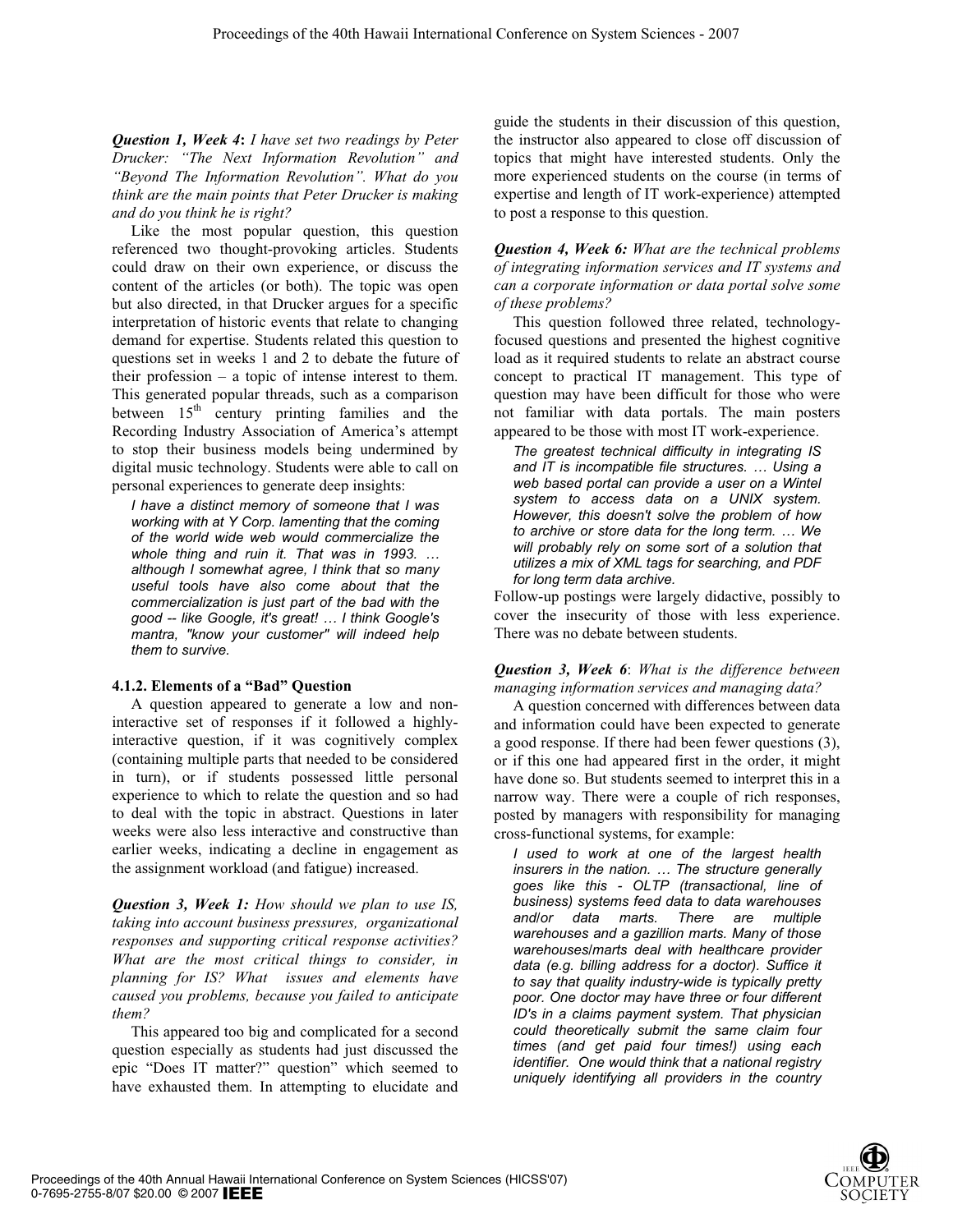***Question 1, Week 4*****:** *I have set two readings by Peter Drucker: "The Next Information Revolution" and "Beyond The Information Revolution". What do you think are the main points that Peter Drucker is making and do you think he is right?*

Like the most popular question, this question referenced two thought-provoking articles. Students could draw on their own experience, or discuss the content of the articles (or both). The topic was open but also directed, in that Drucker argues for a specific interpretation of historic events that relate to changing demand for expertise. Students related this question to questions set in weeks 1 and 2 to debate the future of their profession – a topic of intense interest to them. This generated popular threads, such as a comparison between 15th century printing families and the Recording Industry Association of America's attempt to stop their business models being undermined by digital music technology. Students were able to call on personal experiences to generate deep insights:

> *I have a distinct memory of someone that I was working with at Y Corp. lamenting that the coming of the world wide web would commercialize the whole thing and ruin it. That was in 1993. … although I somewhat agree, I think that so many useful tools have also come about that the commercialization is just part of the bad with the good -- like Google, it's great! … I think Google's mantra, "know your customer" will indeed help them to survive.*

#### 4.1.2. Elements of a "Bad" Question

A question appeared to generate a low and non-interactive set of responses if it followed a highly-interactive question, if it was cognitively complex (containing multiple parts that needed to be considered in turn), or if students possessed little personal experience to which to relate the question and so had to deal with the topic in abstract. Questions in later weeks were also less interactive and constructive than earlier weeks, indicating a decline in engagement as the assignment workload (and fatigue) increased.

***Question 3, Week 1:*** *How should we plan to use IS, taking into account business pressures, organizational responses and supporting critical response activities? What are the most critical things to consider, in planning for IS? What issues and elements have caused you problems, because you failed to anticipate them?*

This appeared too big and complicated for a second question especially as students had just discussed the epic "Does IT matter?" question" which seemed to have exhausted them. In attempting to elucidate and guide the students in their discussion of this question, the instructor also appeared to close off discussion of topics that might have interested students. Only the more experienced students on the course (in terms of expertise and length of IT work-experience) attempted to post a response to this question.

***Question 4, Week 6:*** *What are the technical problems of integrating information services and IT systems and can a corporate information or data portal solve some of these problems?*

This question followed three related, technology-focused questions and presented the highest cognitive load as it required students to relate an abstract course concept to practical IT management. This type of question may have been difficult for those who were not familiar with data portals. The main posters appeared to be those with most IT work-experience.

> *The greatest technical difficulty in integrating IS and IT is incompatible file structures. … Using a web based portal can provide a user on a Wintel system to access data on a UNIX system. However, this doesn't solve the problem of how to archive or store data for the long term. … We will probably rely on some sort of a solution that utilizes a mix of XML tags for searching, and PDF for long term data archive.*

Follow-up postings were largely didactive, possibly to cover the insecurity of those with less experience. There was no debate between students.

***Question 3, Week 6***: *What is the difference between managing information services and managing data?*

A question concerned with differences between data and information could have been expected to generate a good response. If there had been fewer questions (3), or if this one had appeared first in the order, it might have done so. But students seemed to interpret this in a narrow way. There were a couple of rich responses, posted by managers with responsibility for managing cross-functional systems, for example:

> *I used to work at one of the largest health insurers in the nation. … The structure generally goes like this - OLTP (transactional, line of business) systems feed data to data warehouses and/or data marts. There are multiple warehouses and a gazillion marts. Many of those warehouses/marts deal with healthcare provider data (e.g. billing address for a doctor). Suffice it to say that quality industry-wide is typically pretty poor. One doctor may have three or four different ID's in a claims payment system. That physician could theoretically submit the same claim four times (and get paid four times!) using each identifier. One would think that a national registry uniquely identifying all providers in the country*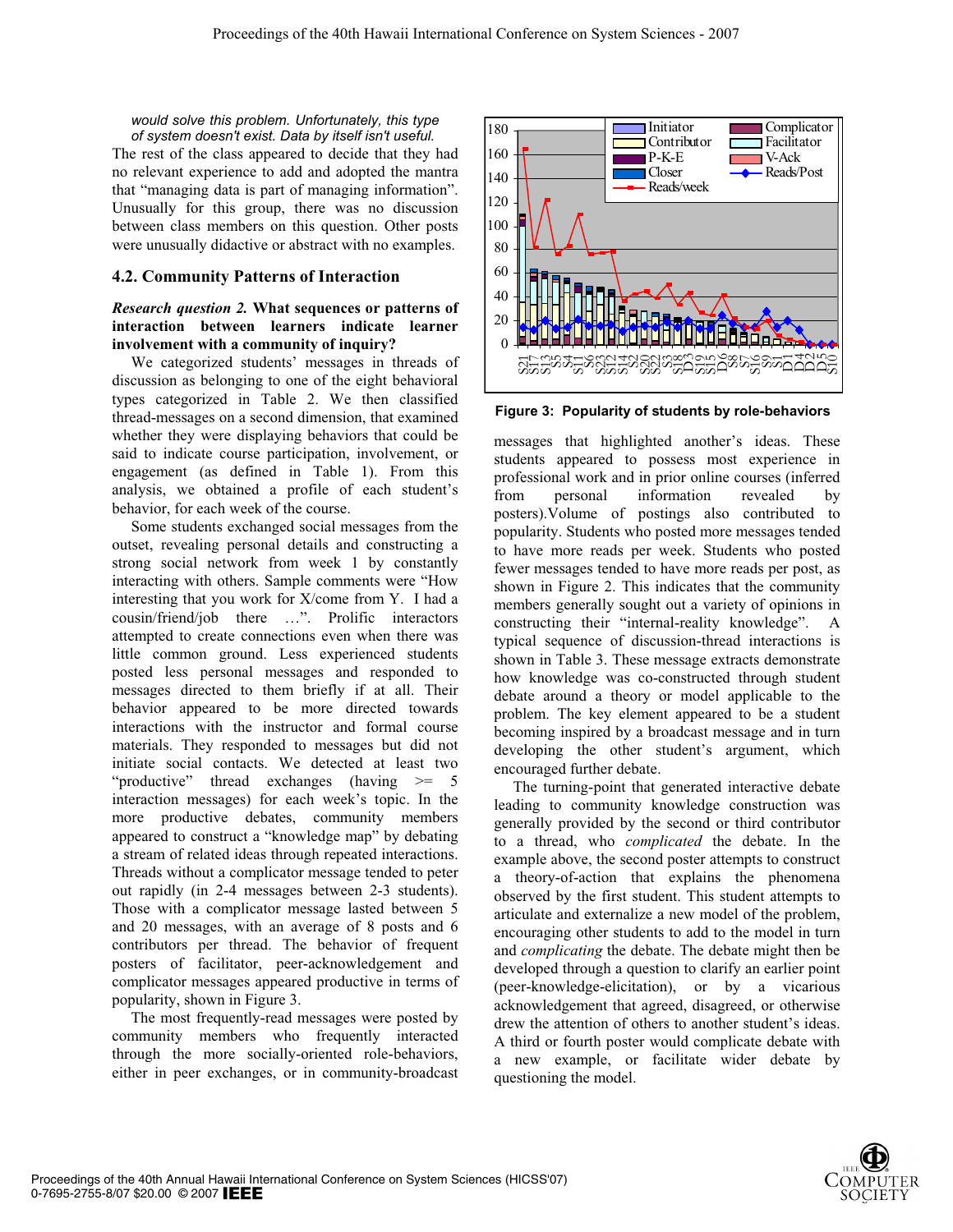*would solve this problem. Unfortunately, this type of system doesn't exist. Data by itself isn't useful.*

The rest of the class appeared to decide that they had no relevant experience to add and adopted the mantra that "managing data is part of managing information". Unusually for this group, there was no discussion between class members on this question. Other posts were unusually didactic or abstract with no examples.

### 4.2. Community Patterns of Interaction

***Research question 2.*** **What sequences or patterns of interaction between learners indicate learner involvement with a community of inquiry?**

We categorized students' messages in threads of discussion as belonging to one of the eight behavioral types categorized in Table 2. We then classified thread-messages on a second dimension, that examined whether they were displaying behaviors that could be said to indicate course participation, involvement, or engagement (as defined in Table 1). From this analysis, we obtained a profile of each student's behavior, for each week of the course.

Some students exchanged social messages from the outset, revealing personal details and constructing a strong social network from week 1 by constantly interacting with others. Sample comments were "How interesting that you work for X/come from Y. I had a cousin/friend/job there …". Prolific interactors attempted to create connections even when there was little common ground. Less experienced students posted less personal messages and responded to messages directed to them briefly if at all. Their behavior appeared to be more directed towards interactions with the instructor and formal course materials. They responded to messages but did not initiate social contacts. We detected at least two "productive" thread exchanges (having >= 5 interaction messages) for each week's topic. In the more productive debates, community members appeared to construct a "knowledge map" by debating a stream of related ideas through repeated interactions. Threads without a complicator message tended to peter out rapidly (in 2-4 messages between 2-3 students). Those with a complicator message lasted between 5 and 20 messages, with an average of 8 posts and 6 contributors per thread. The behavior of frequent posters of facilitator, peer-acknowledgement and complicator messages appeared productive in terms of popularity, shown in Figure 3.

The most frequently-read messages were posted by community members who frequently interacted through the more socially-oriented role-behaviors, either in peer exchanges, or in community-broadcast

**Figure 3: Popularity of students by role-behaviors**

messages that highlighted another's ideas. These students appeared to possess most experience in professional work and in prior online courses (inferred from personal information revealed by posters).Volume of postings also contributed to popularity. Students who posted more messages tended to have more reads per week. Students who posted fewer messages tended to have more reads per post, as shown in Figure 2. This indicates that the community members generally sought out a variety of opinions in constructing their "internal-reality knowledge". A typical sequence of discussion-thread interactions is shown in Table 3. These message extracts demonstrate how knowledge was co-constructed through student debate around a theory or model applicable to the problem. The key element appeared to be a student becoming inspired by a broadcast message and in turn developing the other student's argument, which encouraged further debate.

The turning-point that generated interactive debate leading to community knowledge construction was generally provided by the second or third contributor to a thread, who *complicated* the debate. In the example above, the second poster attempts to construct a theory-of-action that explains the phenomena observed by the first student. This student attempts to articulate and externalize a new model of the problem, encouraging other students to add to the model in turn and *complicating* the debate. The debate might then be developed through a question to clarify an earlier point (peer-knowledge-elicitation), or by a vicarious acknowledgement that agreed, disagreed, or otherwise drew the attention of others to another student's ideas. A third or fourth poster would complicate debate with a new example, or facilitate wider debate by questioning the model.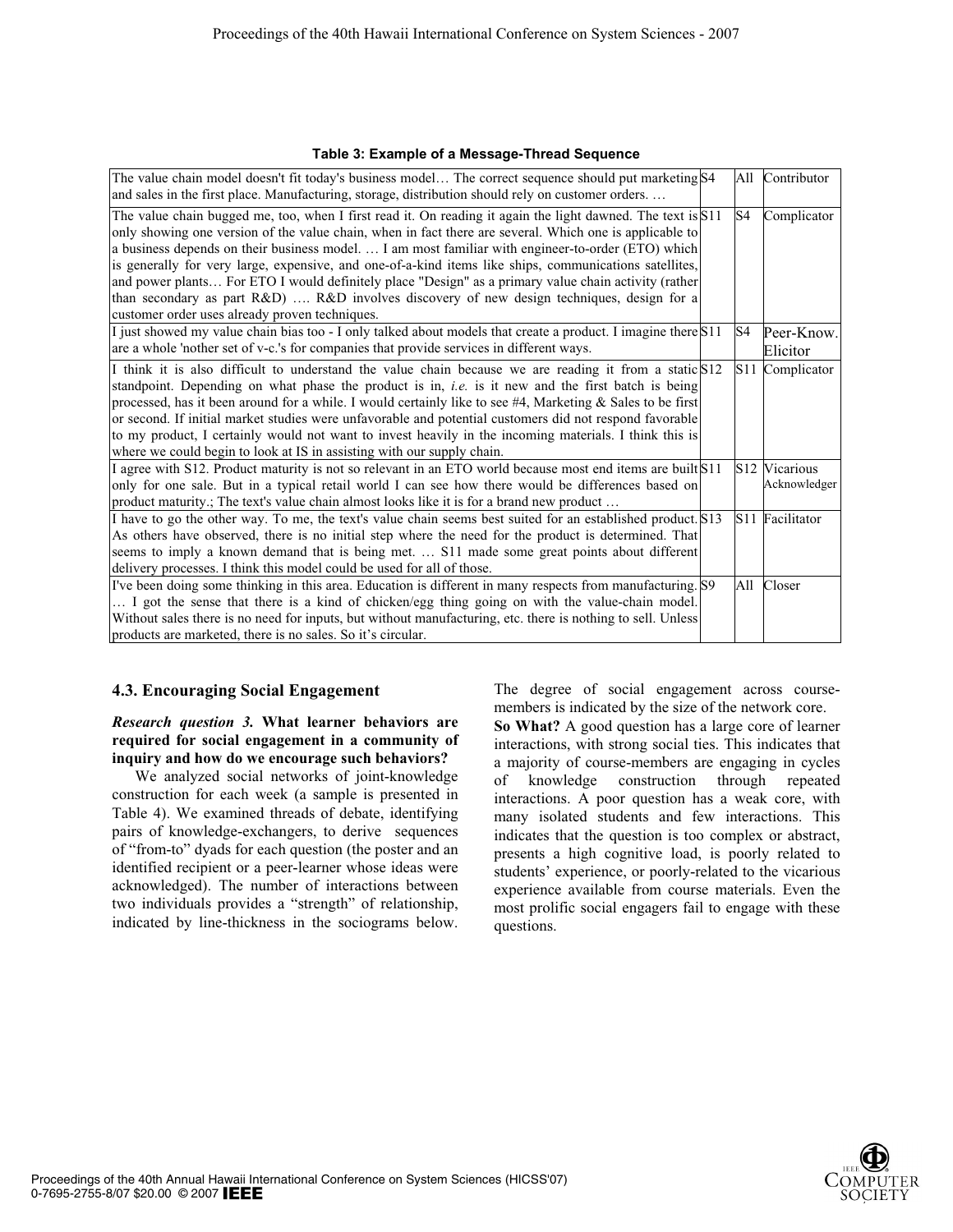**Table 3: Example of a Message-Thread Sequence**

| Message | From | To | Role |
|---|---|---|---|
| The value chain model doesn't fit today's business model… The correct sequence should put marketing and sales in the first place. Manufacturing, storage, distribution should rely on customer orders. … | S4 | All | Contributor |
| The value chain bugged me, too, when I first read it. On reading it again the light dawned. The text is only showing one version of the value chain, when in fact there are several. Which one is applicable to a business depends on their business model. … I am most familiar with engineer-to-order (ETO) which is generally for very large, expensive, and one-of-a-kind items like ships, communications satellites, and power plants… For ETO I would definitely place "Design" as a primary value chain activity (rather than secondary as part R&D) …. R&D involves discovery of new design techniques, design for a customer order uses already proven techniques. | S11 | S4 | Complicator |
| I just showed my value chain bias too - I only talked about models that create a product. I imagine there are a whole 'nother set of v-c.'s for companies that provide services in different ways. | S11 | S4 | Peer-Know. Elicitor |
| I think it is also difficult to understand the value chain because we are reading it from a static standpoint. Depending on what phase the product is in, *i.e.* is it new and the first batch is being processed, has it been around for a while. I would certainly like to see #4, Marketing & Sales to be first or second. If initial market studies were unfavorable and potential customers did not respond favorable to my product, I certainly would not want to invest heavily in the incoming materials. I think this is where we could begin to look at IS in assisting with our supply chain. | S12 | S11 | Complicator |
| I agree with S12. Product maturity is not so relevant in an ETO world because most end items are built only for one sale. But in a typical retail world I can see how there would be differences based on product maturity.; The text's value chain almost looks like it is for a brand new product … | S11 | S12 | Vicarious Acknowledger |
| I have to go the other way. To me, the text's value chain seems best suited for an established product. As others have observed, there is no initial step where the need for the product is determined. That seems to imply a known demand that is being met. … S11 made some great points about different delivery processes. I think this model could be used for all of those. | S13 | S11 | Facilitator |
| I've been doing some thinking in this area. Education is different in many respects from manufacturing. … I got the sense that there is a kind of chicken/egg thing going on with the value-chain model. Without sales there is no need for inputs, but without manufacturing, etc. there is nothing to sell. Unless products are marketed, there is no sales. So it's circular. | S9 | All | Closer |

### 4.3. Encouraging Social Engagement

***Research question 3.* What learner behaviors are required for social engagement in a community of inquiry and how do we encourage such behaviors?**

We analyzed social networks of joint-knowledge construction for each week (a sample is presented in Table 4). We examined threads of debate, identifying pairs of knowledge-exchangers, to derive sequences of "from-to" dyads for each question (the poster and an identified recipient or a peer-learner whose ideas were acknowledged). The number of interactions between two individuals provides a "strength" of relationship, indicated by line-thickness in the sociograms below. The degree of social engagement across course-members is indicated by the size of the network core.

**So What?** A good question has a large core of learner interactions, with strong social ties. This indicates that a majority of course-members are engaging in cycles of knowledge construction through repeated interactions. A poor question has a weak core, with many isolated students and few interactions. This indicates that the question is too complex or abstract, presents a high cognitive load, is poorly related to students' experience, or poorly-related to the vicarious experience available from course materials. Even the most prolific social engagers fail to engage with these questions.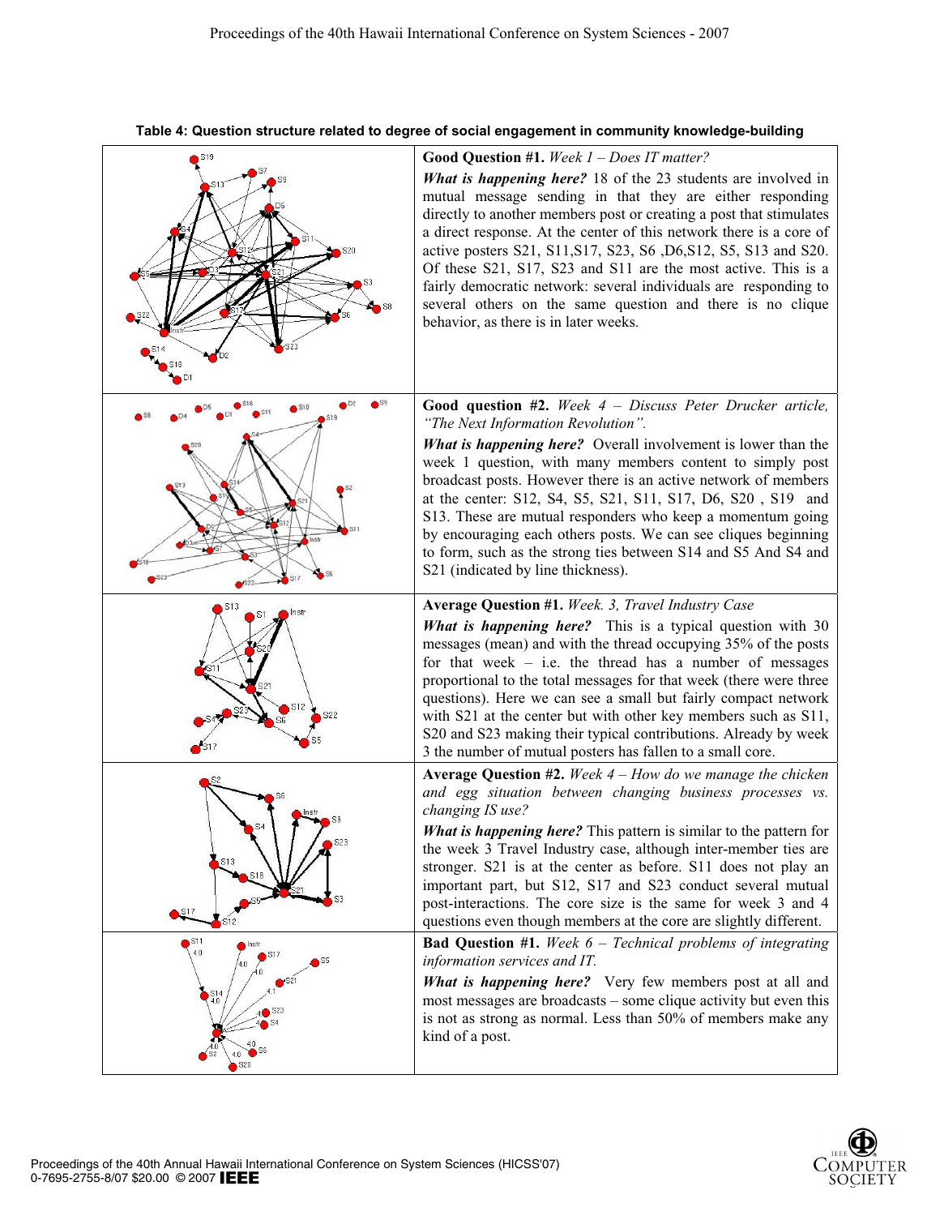**Table 4: Question structure related to degree of social engagement in community knowledge-building**

| Network | Description |
|---|---|
| | **Good Question #1.** *Week 1 – Does IT matter?* ***What is happening here?*** 18 of the 23 students are involved in mutual message sending in that they are either responding directly to another members post or creating a post that stimulates a direct response. At the center of this network there is a core of active posters S21, S11,S17, S23, S6 ,D6,S12, S5, S13 and S20. Of these S21, S17, S23 and S11 are the most active. This is a fairly democratic network: several individuals are responding to several others on the same question and there is no clique behavior, as there is in later weeks. |
| | **Good question #2.** *Week 4 – Discuss Peter Drucker article, "The Next Information Revolution".* ***What is happening here?*** Overall involvement is lower than the week 1 question, with many members content to simply post broadcast posts. However there is an active network of members at the center: S12, S4, S5, S21, S11, S17, D6, S20 , S19 and S13. These are mutual responders who keep a momentum going by encouraging each others posts. We can see cliques beginning to form, such as the strong ties between S14 and S5 And S4 and S21 (indicated by line thickness). |
| | **Average Question #1.** *Week. 3, Travel Industry Case* ***What is happening here?*** This is a typical question with 30 messages (mean) and with the thread occupying 35% of the posts for that week – i.e. the thread has a number of messages proportional to the total messages for that week (there were three questions). Here we can see a small but fairly compact network with S21 at the center but with other key members such as S11, S20 and S23 making their typical contributions. Already by week 3 the number of mutual posters has fallen to a small core. |
| | **Average Question #2.** *Week 4 – How do we manage the chicken and egg situation between changing business processes vs. changing IS use?* ***What is happening here?*** This pattern is similar to the pattern for the week 3 Travel Industry case, although inter-member ties are stronger. S21 is at the center as before. S11 does not play an important part, but S12, S17 and S23 conduct several mutual post-interactions. The core size is the same for week 3 and 4 questions even though members at the core are slightly different. |
| | **Bad Question #1.** *Week 6 – Technical problems of integrating information services and IT.* ***What is happening here?*** Very few members post at all and most messages are broadcasts – some clique activity but even this is not as strong as normal. Less than 50% of members make any kind of a post. |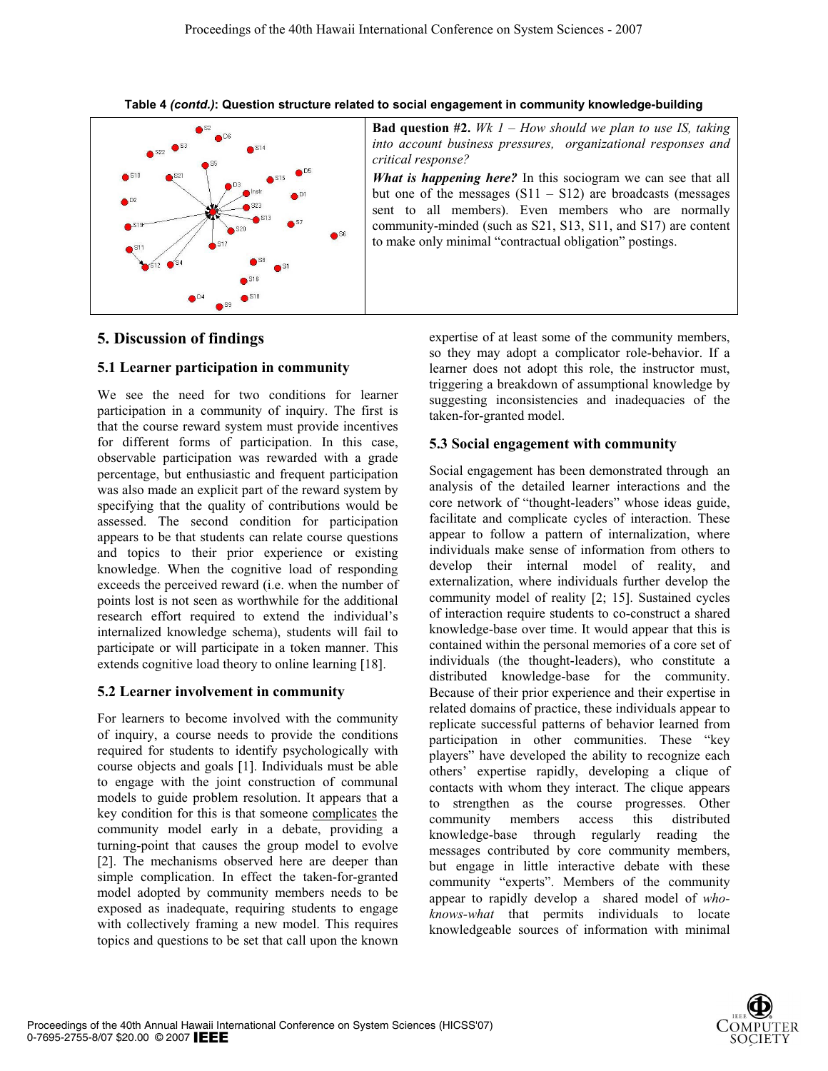**Table 4 *(contd.)*: Question structure related to social engagement in community knowledge-building**

| | **Bad question #2.** *Wk 1 – How should we plan to use IS, taking into account business pressures, organizational responses and critical response?* *What is happening here?* In this sociogram we can see that all but one of the messages (S11 – S12) are broadcasts (messages sent to all members). Even members who are normally community-minded (such as S21, S13, S11, and S17) are content to make only minimal "contractual obligation" postings. |
|---|---|

## 5. Discussion of findings

### 5.1 Learner participation in community

We see the need for two conditions for learner participation in a community of inquiry. The first is that the course reward system must provide incentives for different forms of participation. In this case, observable participation was rewarded with a grade percentage, but enthusiastic and frequent participation was also made an explicit part of the reward system by specifying that the quality of contributions would be assessed. The second condition for participation appears to be that students can relate course questions and topics to their prior experience or existing knowledge. When the cognitive load of responding exceeds the perceived reward (i.e. when the number of points lost is not seen as worthwhile for the additional research effort required to extend the individual's internalized knowledge schema), students will fail to participate or will participate in a token manner. This extends cognitive load theory to online learning [18].

### 5.2 Learner involvement in community

For learners to become involved with the community of inquiry, a course needs to provide the conditions required for students to identify psychologically with course objects and goals [1]. Individuals must be able to engage with the joint construction of communal models to guide problem resolution. It appears that a key condition for this is that someone complicates the community model early in a debate, providing a turning-point that causes the group model to evolve [2]. The mechanisms observed here are deeper than simple complication. In effect the taken-for-granted model adopted by community members needs to be exposed as inadequate, requiring students to engage with collectively framing a new model. This requires topics and questions to be set that call upon the known expertise of at least some of the community members, so they may adopt a complicator role-behavior. If a learner does not adopt this role, the instructor must, triggering a breakdown of assumptional knowledge by suggesting inconsistencies and inadequacies of the taken-for-granted model.

### 5.3 Social engagement with community

Social engagement has been demonstrated through an analysis of the detailed learner interactions and the core network of "thought-leaders" whose ideas guide, facilitate and complicate cycles of interaction. These appear to follow a pattern of internalization, where individuals make sense of information from others to develop their internal model of reality, and externalization, where individuals further develop the community model of reality [2; 15]. Sustained cycles of interaction require students to co-construct a shared knowledge-base over time. It would appear that this is contained within the personal memories of a core set of individuals (the thought-leaders), who constitute a distributed knowledge-base for the community. Because of their prior experience and their expertise in related domains of practice, these individuals appear to replicate successful patterns of behavior learned from participation in other communities. These "key players" have developed the ability to recognize each others' expertise rapidly, developing a clique of contacts with whom they interact. The clique appears to strengthen as the course progresses. Other community members access this distributed knowledge-base through regularly reading the messages contributed by core community members, but engage in little interactive debate with these community "experts". Members of the community appear to rapidly develop a shared model of *who-knows-what* that permits individuals to locate knowledgeable sources of information with minimal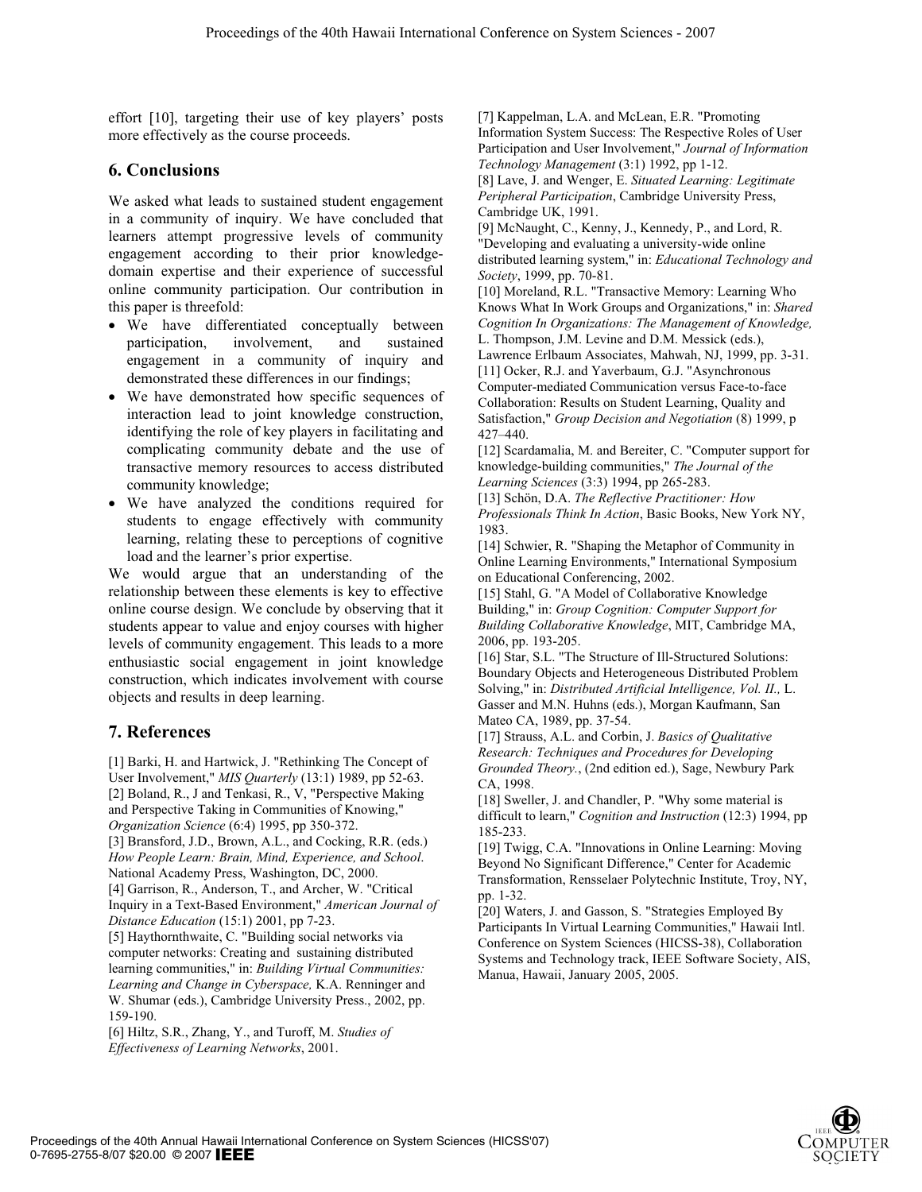effort [10], targeting their use of key players' posts more effectively as the course proceeds.

## 6. Conclusions

We asked what leads to sustained student engagement in a community of inquiry. We have concluded that learners attempt progressive levels of community engagement according to their prior knowledge-domain expertise and their experience of successful online community participation. Our contribution in this paper is threefold:

- We have differentiated conceptually between participation, involvement, and sustained engagement in a community of inquiry and demonstrated these differences in our findings;
- We have demonstrated how specific sequences of interaction lead to joint knowledge construction, identifying the role of key players in facilitating and complicating community debate and the use of transactive memory resources to access distributed community knowledge;
- We have analyzed the conditions required for students to engage effectively with community learning, relating these to perceptions of cognitive load and the learner's prior expertise.

We would argue that an understanding of the relationship between these elements is key to effective online course design. We conclude by observing that it students appear to value and enjoy courses with higher levels of community engagement. This leads to a more enthusiastic social engagement in joint knowledge construction, which indicates involvement with course objects and results in deep learning.

## 7. References

[1] Barki, H. and Hartwick, J. "Rethinking The Concept of User Involvement," *MIS Quarterly* (13:1) 1989, pp 52-63.

[2] Boland, R., J and Tenkasi, R., V, "Perspective Making and Perspective Taking in Communities of Knowing," *Organization Science* (6:4) 1995, pp 350-372.

[3] Bransford, J.D., Brown, A.L., and Cocking, R.R. (eds.) *How People Learn: Brain, Mind, Experience, and School*. National Academy Press, Washington, DC, 2000.

[4] Garrison, R., Anderson, T., and Archer, W. "Critical Inquiry in a Text-Based Environment," *American Journal of Distance Education* (15:1) 2001, pp 7-23.

[5] Haythornthwaite, C. "Building social networks via computer networks: Creating and sustaining distributed learning communities," in: *Building Virtual Communities: Learning and Change in Cyberspace,* K.A. Renninger and W. Shumar (eds.), Cambridge University Press., 2002, pp. 159-190.

[6] Hiltz, S.R., Zhang, Y., and Turoff, M. *Studies of Effectiveness of Learning Networks*, 2001.

[7] Kappelman, L.A. and McLean, E.R. "Promoting Information System Success: The Respective Roles of User Participation and User Involvement," *Journal of Information Technology Management* (3:1) 1992, pp 1-12.

[8] Lave, J. and Wenger, E. *Situated Learning: Legitimate Peripheral Participation*, Cambridge University Press, Cambridge UK, 1991.

[9] McNaught, C., Kenny, J., Kennedy, P., and Lord, R. "Developing and evaluating a university-wide online distributed learning system," in: *Educational Technology and Society*, 1999, pp. 70-81.

[10] Moreland, R.L. "Transactive Memory: Learning Who Knows What In Work Groups and Organizations," in: *Shared Cognition In Organizations: The Management of Knowledge,* L. Thompson, J.M. Levine and D.M. Messick (eds.), Lawrence Erlbaum Associates, Mahwah, NJ, 1999, pp. 3-31.

[11] Ocker, R.J. and Yaverbaum, G.J. "Asynchronous Computer-mediated Communication versus Face-to-face Collaboration: Results on Student Learning, Quality and Satisfaction," *Group Decision and Negotiation* (8) 1999, p 427–440.

[12] Scardamalia, M. and Bereiter, C. "Computer support for knowledge-building communities," *The Journal of the Learning Sciences* (3:3) 1994, pp 265-283.

[13] Schön, D.A. *The Reflective Practitioner: How Professionals Think In Action*, Basic Books, New York NY, 1983.

[14] Schwier, R. "Shaping the Metaphor of Community in Online Learning Environments," International Symposium on Educational Conferencing, 2002.

[15] Stahl, G. "A Model of Collaborative Knowledge Building," in: *Group Cognition: Computer Support for Building Collaborative Knowledge*, MIT, Cambridge MA, 2006, pp. 193-205.

[16] Star, S.L. "The Structure of Ill-Structured Solutions: Boundary Objects and Heterogeneous Distributed Problem Solving," in: *Distributed Artificial Intelligence, Vol. II.,* L. Gasser and M.N. Huhns (eds.), Morgan Kaufmann, San Mateo CA, 1989, pp. 37-54.

[17] Strauss, A.L. and Corbin, J. *Basics of Qualitative Research: Techniques and Procedures for Developing Grounded Theory.*, (2nd edition ed.), Sage, Newbury Park CA, 1998.

[18] Sweller, J. and Chandler, P. "Why some material is difficult to learn," *Cognition and Instruction* (12:3) 1994, pp 185-233.

[19] Twigg, C.A. "Innovations in Online Learning: Moving Beyond No Significant Difference," Center for Academic Transformation, Rensselaer Polytechnic Institute, Troy, NY, pp. 1-32.

[20] Waters, J. and Gasson, S. "Strategies Employed By Participants In Virtual Learning Communities," Hawaii Intl. Conference on System Sciences (HICSS-38), Collaboration Systems and Technology track, IEEE Software Society, AIS, Manua, Hawaii, January 2005, 2005.